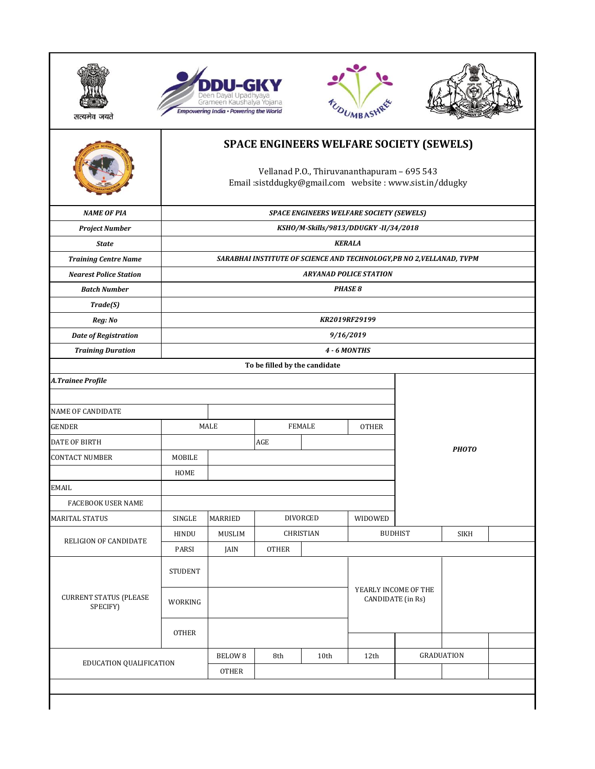सत्यमेव जयते

DDU-GKY
Deen Dayal Upadhyaya Grameen Kaushalya Yojana
Empowering India • Powering the World

KUDUMBASHREE

# SPACE ENGINEERS WELFARE SOCIETY (SEWELS)

Vellanad P.O., Thiruvananthapuram – 695 543
Email :sistddugky@gmail.com website : www.sist.in/ddugky

| | |
|---|---|
| ***NAME OF PIA*** | ***SPACE ENGINEERS WELFARE SOCIETY (SEWELS)*** |
| ***Project Number*** | ***KSHO/M-Skills/9813/DDUGKY -II/34/2018*** |
| ***State*** | ***KERALA*** |
| ***Training Centre Name*** | ***SARABHAI INSTITUTE OF SCIENCE AND TECHNOLOGY,PB NO 2,VELLANAD, TVPM*** |
| ***Nearest Police Station*** | ***ARYANAD POLICE STATION*** |
| ***Batch Number*** | ***PHASE 8*** |
| ***Trade(S)*** | |
| ***Reg: No*** | ***KR2019RF29199*** |
| ***Date of Registration*** | ***9/16/2019*** |
| ***Training Duration*** | ***4 - 6 MONTHS*** |

**To be filled by the candidate**

***A.Trainee Profile***

| | | | | | | | |
|---|---|---|---|---|---|---|---|
| NAME OF CANDIDATE | | | | | | ***PHOTO*** | |
| GENDER | MALE | | FEMALE | | OTHER | | |
| DATE OF BIRTH | | | AGE | | | | |
| CONTACT NUMBER | MOBILE | | | | | | |
| | HOME | | | | | | |
| EMAIL | | | | | | | |
| FACEBOOK USER NAME | | | | | | | |
| MARITAL STATUS | SINGLE | MARRIED | DIVORCED | | WIDOWED | | |
| RELIGION OF CANDIDATE | HINDU | MUSLIM | CHRISTIAN | | BUDHIST | SIKH | |
| | PARSI | JAIN | OTHER | | | | |
| CURRENT STATUS (PLEASE SPECIFY) | STUDENT | | | | YEARLY INCOME OF THE CANDIDATE (in Rs) | | |
| | WORKING | | | | | | |
| | OTHER | | | | | | |
| EDUCATION QUALIFICATION | | BELOW 8 | 8th | 10th | 12th | GRADUATION | |
| | | OTHER | | | | | |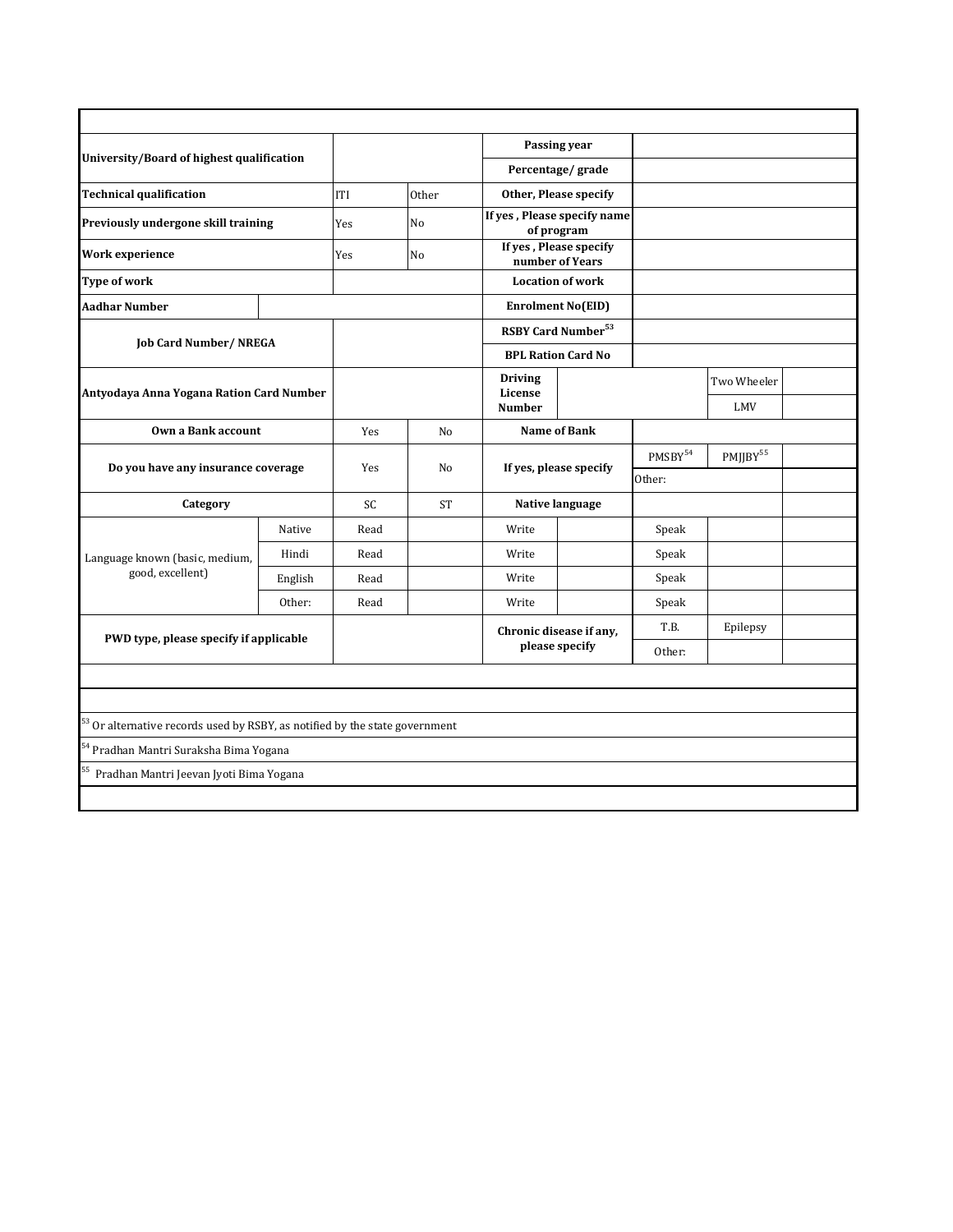| | | | | | | | |
|---|---|---|---|---|---|---|---|
| **University/Board of highest qualification** | | | | **Passing year** | | | |
| | | | | **Percentage/ grade** | | | |
| **Technical qualification** | | ITI | Other | **Other, Please specify** | | | |
| **Previously undergone skill training** | | Yes | No | **If yes , Please specify name of program** | | | |
| **Work experience** | | Yes | No | **If yes , Please specify number of Years** | | | |
| **Type of work** | | | | **Location of work** | | | |
| **Aadhar Number** | | | | **Enrolment No(EID)** | | | |
| **Job Card Number/ NREGA** | | | | **RSBY Card Number**[53] | | | |
| | | | | **BPL Ration Card No** | | | |
| **Antyodaya Anna Yogana Ration Card Number** | | | | **Driving License Number** | | Two Wheeler | |
| | | | | | | LMV | |
| **Own a Bank account** | | Yes | No | **Name of Bank** | | | |
| **Do you have any insurance coverage** | | Yes | No | **If yes, please specify** | PMSBY[54] | PMJJBY[55] | |
| | | | | | Other: | | |
| **Category** | | SC | ST | **Native language** | | | |
| Language known (basic, medium, good, excellent) | Native | Read | | Write | | Speak | |
| | Hindi | Read | | Write | | Speak | |
| | English | Read | | Write | | Speak | |
| | Other: | Read | | Write | | Speak | |
| **PWD type, please specify if applicable** | | | | **Chronic disease if any, please specify** | T.B. | Epilepsy | |
| | | | | | Other: | | |

[53] Or alternative records used by RSBY, as notified by the state government

[54] Pradhan Mantri Suraksha Bima Yogana

[55] Pradhan Mantri Jeevan Jyoti Bima Yogana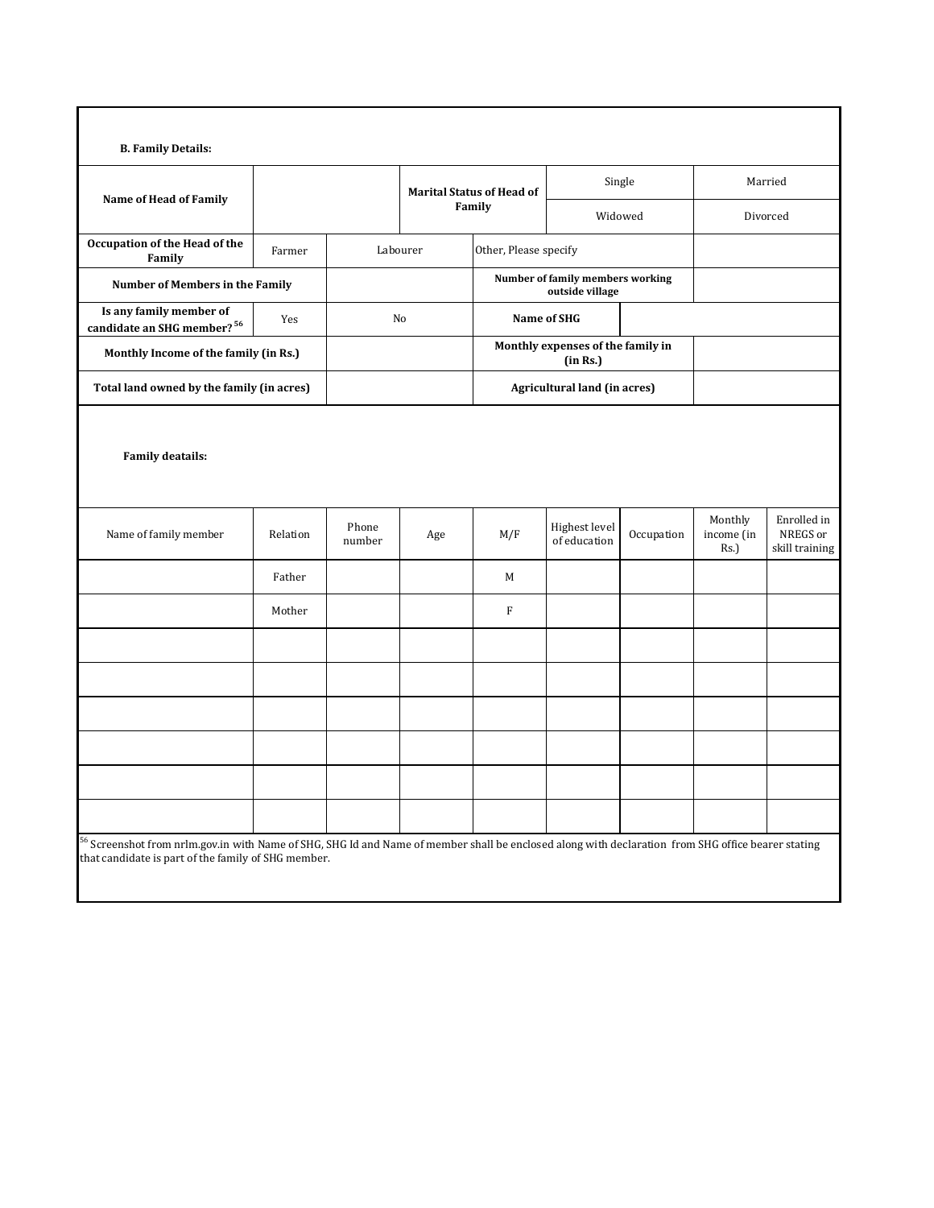**B. Family Details:**

| **Name of Head of Family** | | **Marital Status of Head of Family** | Single | Married |
|---|---|---|---|---|
| | | | Widowed | Divorced |

| **Occupation of the Head of the Family** | Farmer | Labourer | Other, Please specify | |
|---|---|---|---|---|
| **Number of Members in the Family** | | | **Number of family members working outside village** | |
| **Is any family member of candidate an SHG member?** [56] | Yes | No | **Name of SHG** | |
| **Monthly Income of the family (in Rs.)** | | | **Monthly expenses of the family in (in Rs.)** | |
| **Total land owned by the family (in acres)** | | | **Agricultural land (in acres)** | |

**Family deatails:**

| Name of family member | Relation | Phone number | Age | M/F | Highest level of education | Occupation | Monthly income (in Rs.) | Enrolled in NREGS or skill training |
|---|---|---|---|---|---|---|---|---|
| | Father | | | M | | | | |
| | Mother | | | F | | | | |
| | | | | | | | | |
| | | | | | | | | |
| | | | | | | | | |
| | | | | | | | | |
| | | | | | | | | |
| | | | | | | | | |

[56] Screenshot from nrlm.gov.in with Name of SHG, SHG Id and Name of member shall be enclosed along with declaration from SHG office bearer stating that candidate is part of the family of SHG member.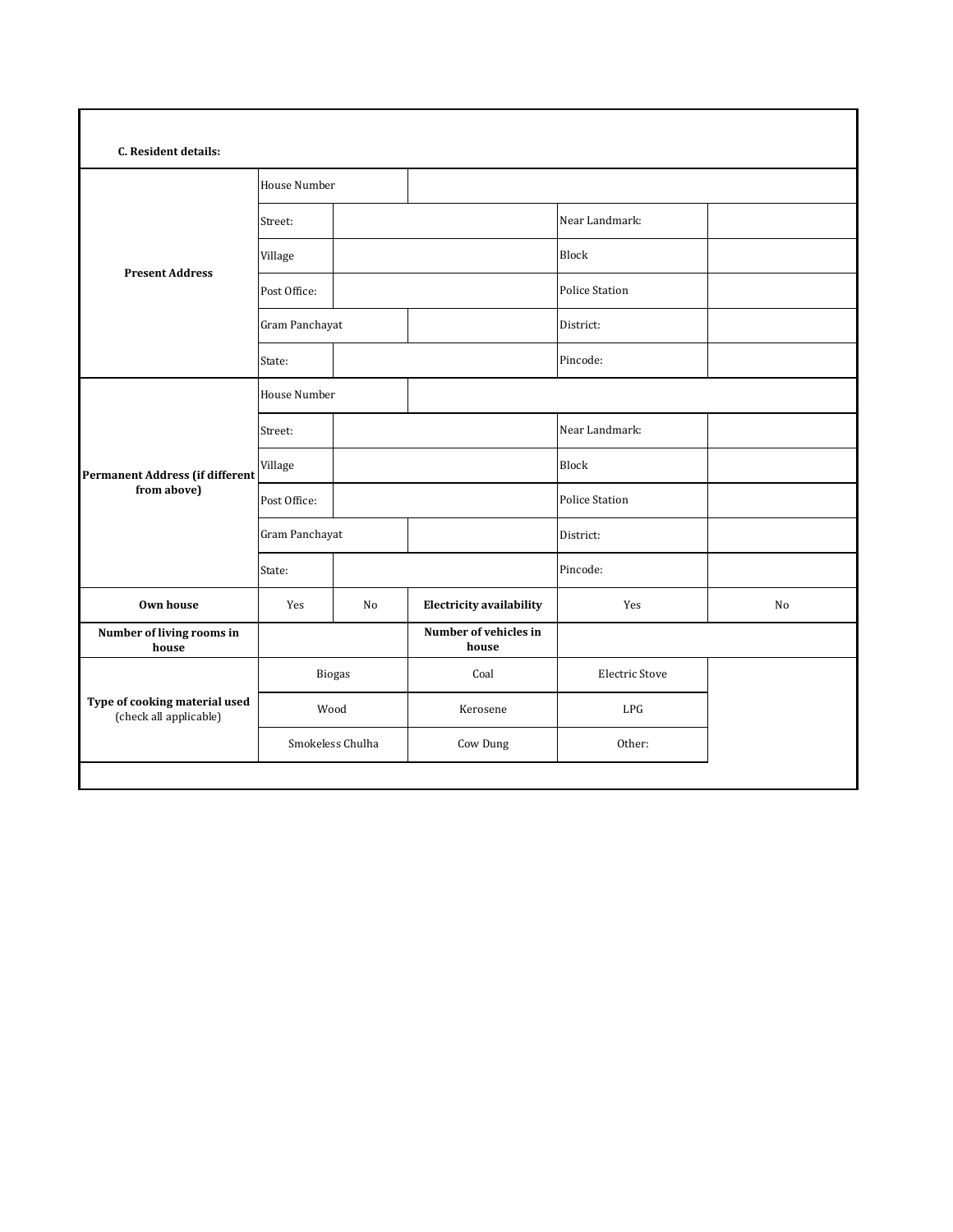**C. Resident details:**

| | | | | | |
|---|---|---|---|---|---|
| **Present Address** | House Number | | | | |
| | Street: | | | Near Landmark: | |
| | Village | | | Block | |
| | Post Office: | | | Police Station | |
| | Gram Panchayat | | | District: | |
| | State: | | | Pincode: | |
| **Permanent Address (if different from above)** | House Number | | | | |
| | Street: | | | Near Landmark: | |
| | Village | | | Block | |
| | Post Office: | | | Police Station | |
| | Gram Panchayat | | | District: | |
| | State: | | | Pincode: | |
| **Own house** | Yes | No | **Electricity availability** | Yes | No |
| **Number of living rooms in house** | | | **Number of vehicles in house** | | |
| **Type of cooking material used** (check all applicable) | Biogas | | Coal | Electric Stove | |
| | Wood | | Kerosene | LPG | |
| | Smokeless Chulha | | Cow Dung | Other: | |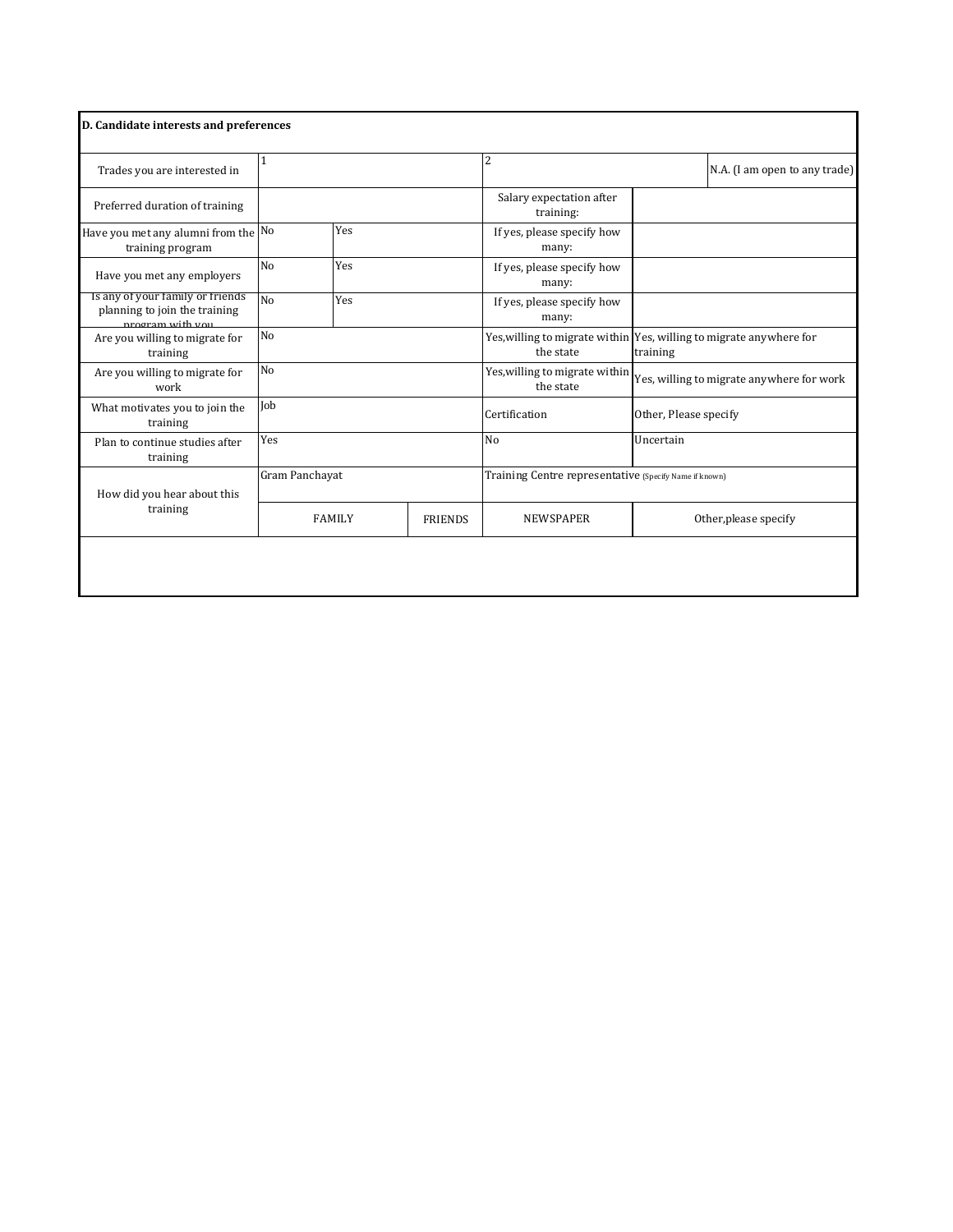**D. Candidate interests and preferences**

| | | | | | |
|---|---|---|---|---|---|
| Trades you are interested in | 1 | | 2 | | N.A. (I am open to any trade) |
| Preferred duration of training | | | Salary expectation after training: | | |
| Have you met any alumni from the training program | No | Yes | If yes, please specify how many: | | |
| Have you met any employers | No | Yes | If yes, please specify how many: | | |
| Is any of your family or friends planning to join the training program with you | No | Yes | If yes, please specify how many: | | |
| Are you willing to migrate for training | No | | Yes,willing to migrate within the state | Yes, willing to migrate anywhere for training | |
| Are you willing to migrate for work | No | | Yes,willing to migrate within the state | Yes, willing to migrate anywhere for work | |
| What motivates you to join the training | Job | | Certification | Other, Please specify | |
| Plan to continue studies after training | Yes | | No | Uncertain | |
| How did you hear about this training | Gram Panchayat | | Training Centre representative (Specify Name if known) | | |
| | FAMILY | FRIENDS | NEWSPAPER | Other,please specify | |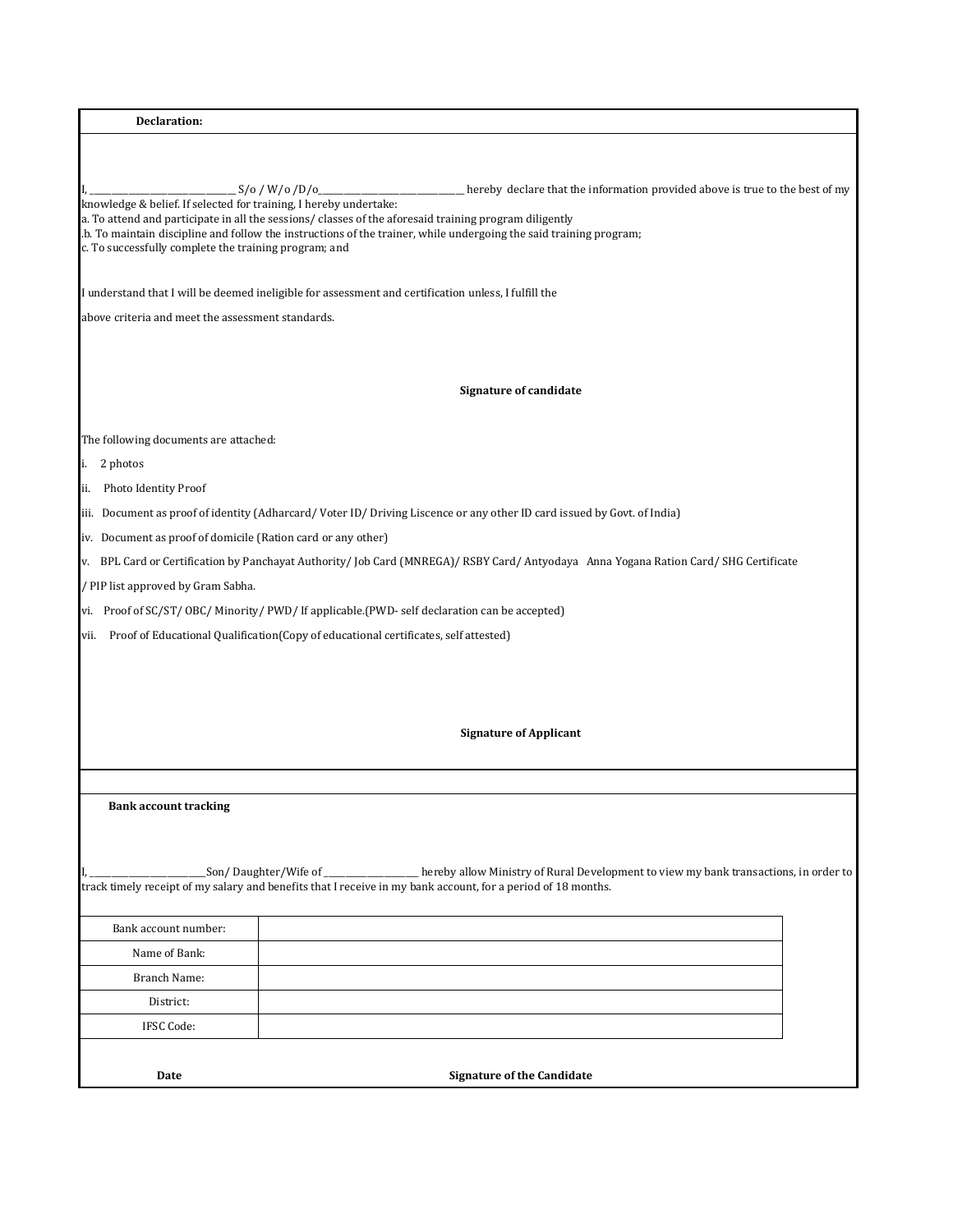**Declaration:**

I, ______________________________ S/o / W/o /D/o______________________________ hereby declare that the information provided above is true to the best of my knowledge & belief. If selected for training, I hereby undertake:

a. To attend and participate in all the sessions/ classes of the aforesaid training program diligently

.b. To maintain discipline and follow the instructions of the trainer, while undergoing the said training program;

c. To successfully complete the training program; and

I understand that I will be deemed ineligible for assessment and certification unless, I fulfill the

above criteria and meet the assessment standards.

**Signature of candidate**

The following documents are attached:

i. 2 photos

ii. Photo Identity Proof

iii. Document as proof of identity (Adharcard/ Voter ID/ Driving Liscence or any other ID card issued by Govt. of India)

iv. Document as proof of domicile (Ration card or any other)

v. BPL Card or Certification by Panchayat Authority/ Job Card (MNREGA)/ RSBY Card/ Antyodaya Anna Yogana Ration Card/ SHG Certificate / PIP list approved by Gram Sabha.

vi. Proof of SC/ST/ OBC/ Minority/ PWD/ If applicable.(PWD- self declaration can be accepted)

vii. Proof of Educational Qualification(Copy of educational certificates, self attested)

**Signature of Applicant**

**Bank account tracking**

I, ________________________Son/ Daughter/Wife of ____________________ hereby allow Ministry of Rural Development to view my bank transactions, in order to track timely receipt of my salary and benefits that I receive in my bank account, for a period of 18 months.

| | |
|---|---|
| Bank account number: | |
| Name of Bank: | |
| Branch Name: | |
| District: | |
| IFSC Code: | |

**Date** **Signature of the Candidate**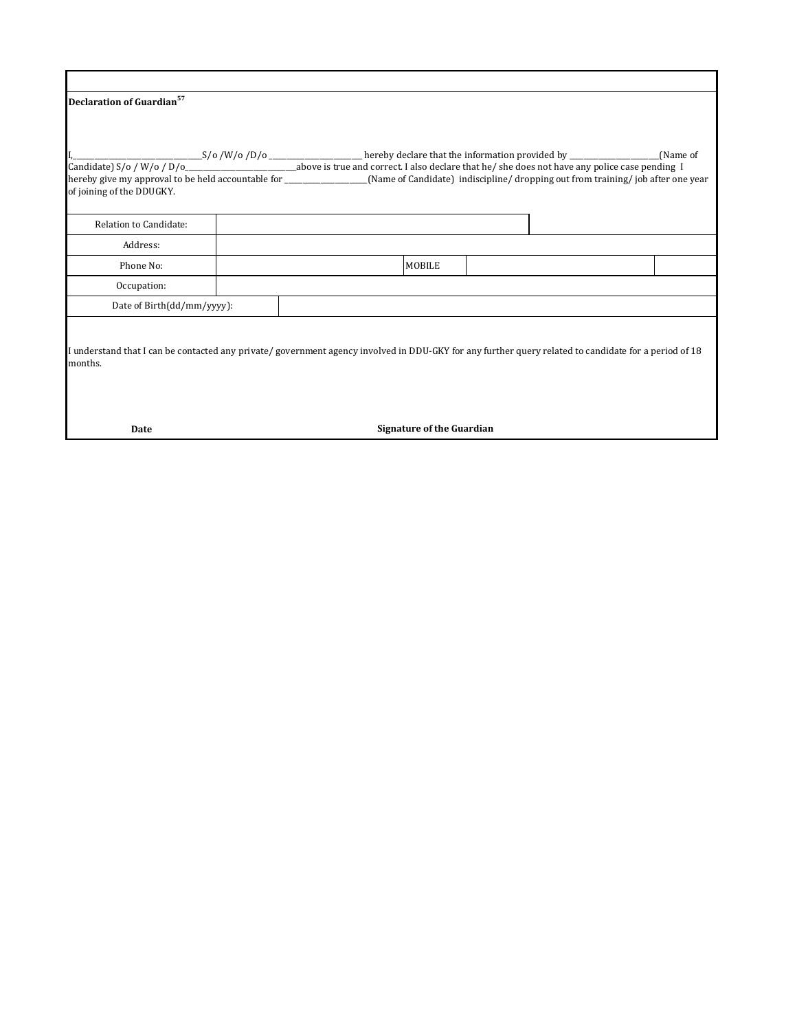**Declaration of Guardian**[57]

I,________________________________S/o /W/o /D/o ________________________ hereby declare that the information provided by ________________________(Name of Candidate) S/o / W/o / D/o_____________________________above is true and correct. I also declare that he/ she does not have any police case pending I hereby give my approval to be held accountable for ______________________(Name of Candidate) indiscipline/ dropping out from training/ job after one year of joining of the DDUGKY.

| | | | | |
|---|---|---|---|---|
| Relation to Candidate: | | | | |
| Address: | | | | |
| Phone No: | | MOBILE | | |
| Occupation: | | | | |
| Date of Birth(dd/mm/yyyy): | | | | |

I understand that I can be contacted any private/ government agency involved in DDU-GKY for any further query related to candidate for a period of 18 months.

**Date** **Signature of the Guardian**